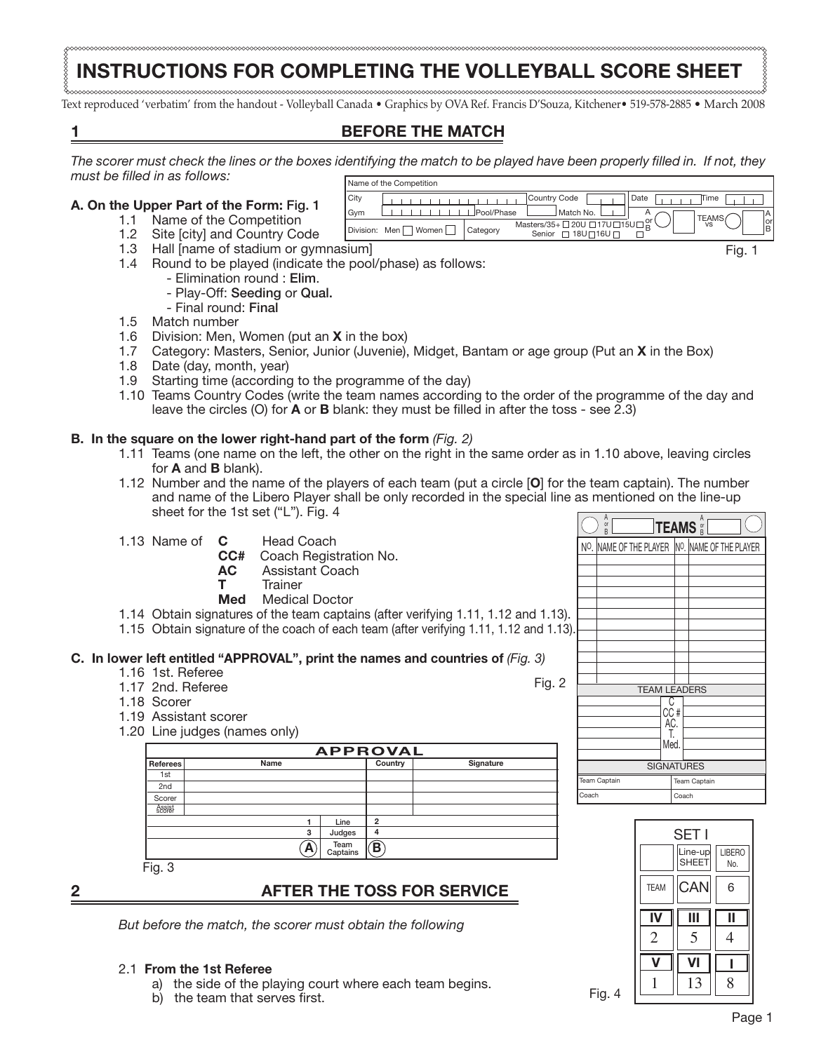# INSTRUCTIONS FOR COMPLETING THE VOLLEYBALL SCORE SHEET

Text reproduced 'verbatim' from the handout - Volleyball Canada • Graphics by OVA Ref. Francis D'Souza, Kitchener• 519-578-2885 • March 2008

## 1 BEFORE THE MATCH

*The scorer must check the lines or the boxes identifying the match to be played have been properly filled in. If not, they must be filled in as follows:*

### A. On the Upper Part of the Form: Fig. 1

- 1.1 Name of the Competition
- 1.2 Site [city] and Country Code
- 1.3 Hall [name of stadium or gymnasium]
- 1.4 Round to be played (indicate the pool/phase) as follows:
  - Elimination round : **Elim**.
  - Play-Off: **Seeding** or **Qual.**
  - Final round: **Final**
- 1.5 Match number
- 1.6 Division: Men, Women (put an **X** in the box)
- 1.7 Category: Masters, Senior, Junior (Juvenie), Midget, Bantam or age group (Put an **X** in the Box)
- 1.8 Date (day, month, year)
- 1.9 Starting time (according to the programme of the day)
- 1.10 Teams Country Codes (write the team names according to the order of the programme of the day and leave the circles (O) for **A** or **B** blank: they must be filled in after the toss - see 2.3)

| Name of the Competition | | | | | |
|---|---|---|---|---|---|
| City | | Country Code | | Date | Time |
| Gym | Pool/Phase | | Match No. | A or B | TEAMS vs A or B |
| Division: Men ☐ Women ☐ | Category | Masters/35+ ☐ 20U ☐ 17U ☐ 15U ☐ Senior ☐ 18U ☐ 16U ☐ | | | |

Fig. 1

### B. In the square on the lower right-hand part of the form *(Fig. 2)*

- 1.11 Teams (one name on the left, the other on the right in the same order as in 1.10 above, leaving circles for **A** and **B** blank).
- 1.12 Number and the name of the players of each team (put a circle [**O**] for the team captain). The number and name of the Libero Player shall be only recorded in the special line as mentioned on the line-up sheet for the 1st set ("L"). Fig. 4
- 1.13 Name of
  - **C** Head Coach
  - **CC#** Coach Registration No.
  - **AC** Assistant Coach
  - **T** Trainer
  - **Med** Medical Doctor
- 1.14 Obtain signatures of the team captains (after verifying 1.11, 1.12 and 1.13).
- 1.15 Obtain signature of the coach of each team (after verifying 1.11, 1.12 and 1.13).

| A or B | TEAMS | A or B | |
|---|---|---|---|
| NO. | NAME OF THE PLAYER | NO. | NAME OF THE PLAYER |
| | | | |
| TEAM LEADERS | | | |
| | C | | |
| | CC # | | |
| | AC. | | |
| | T. | | |
| | Med. | | |
| SIGNATURES | | | |
| Team Captain | | Team Captain | |
| Coach | | Coach | |

Fig. 2

### C. In lower left entitled "APPROVAL", print the names and countries of *(Fig. 3)*

- 1.16 1st. Referee
- 1.17 2nd. Referee
- 1.18 Scorer
- 1.19 Assistant scorer
- 1.20 Line judges (names only)

| APPROVAL | | | |
|---|---|---|---|
| Referees | Name | Country | Signature |
| 1st | | | |
| 2nd | | | |
| Scorer | | | |
| Assist Scorer | | | |
| | 1 Line 2 | | |
| | 3 Judges 4 | | |
| | (A) Team Captains (B) | | |

Fig. 3

| SET I | | |
|---|---|---|
| | Line-up SHEET | LIBERO No. |
| TEAM | CAN | 6 |
| IV | III | II |
| 2 | 5 | 4 |
| V | VI | I |
| 1 | 13 | 8 |

Fig. 4

## 2 AFTER THE TOSS FOR SERVICE

*But before the match, the scorer must obtain the following*

2.1 **From the 1st Referee**

- a) the side of the playing court where each team begins.
- b) the team that serves first.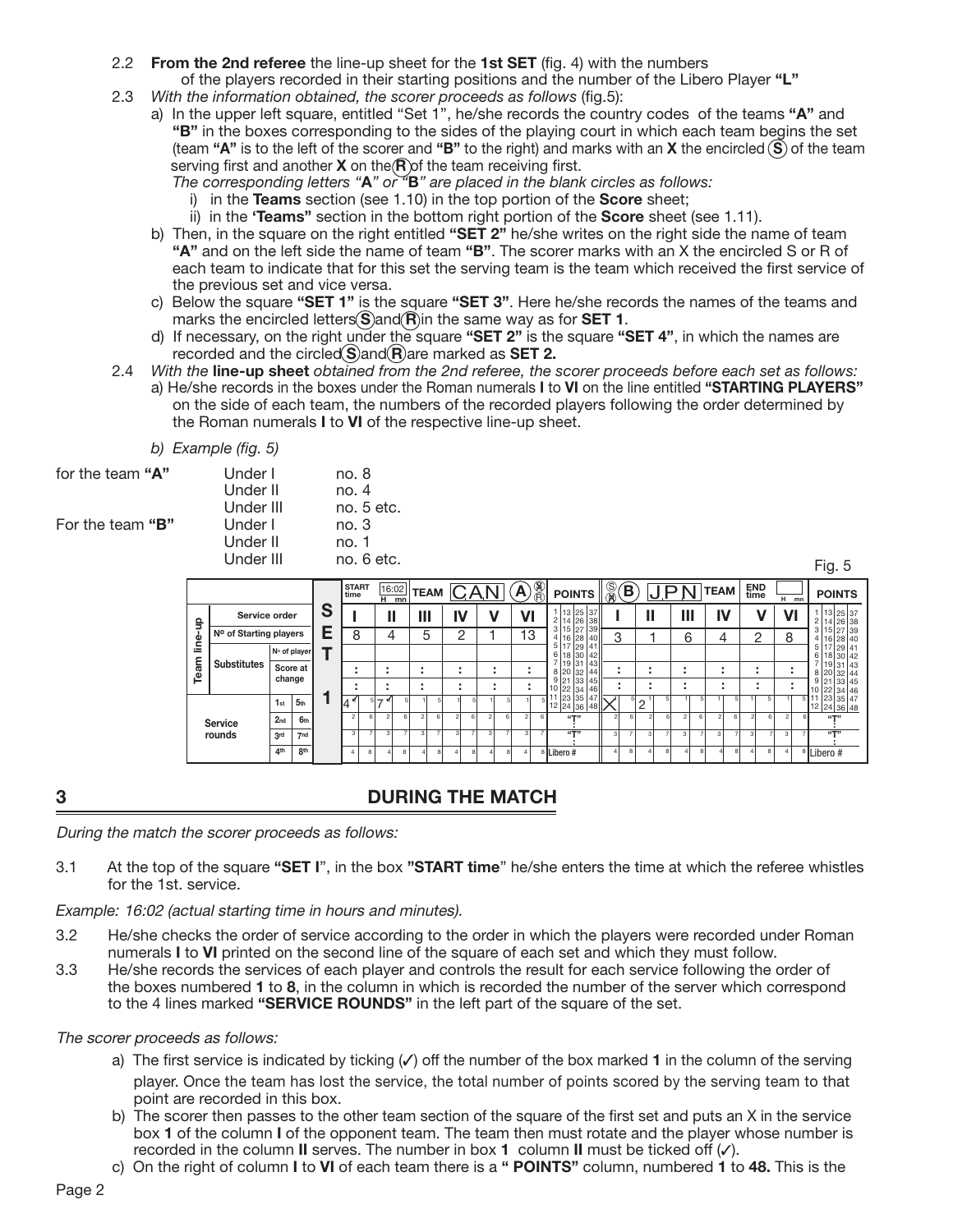2.2 **From the 2nd referee** the line-up sheet for the **1st SET** (fig. 4) with the numbers of the players recorded in their starting positions and the number of the Libero Player **"L"**

2.3 *With the information obtained, the scorer proceeds as follows* (fig.5):

a) In the upper left square, entitled "Set 1", he/she records the country codes of the teams **"A"** and **"B"** in the boxes corresponding to the sides of the playing court in which each team begins the set (team **"A"** is to the left of the scorer and **"B"** to the right) and marks with an **X** the encircled **Ⓢ** of the team serving first and another **X** on the **Ⓡ** of the team receiving first.

*The corresponding letters "A" or "B" are placed in the blank circles as follows:*

i) in the **Teams** section (see 1.10) in the top portion of the **Score** sheet;

ii) in the **'Teams"** section in the bottom right portion of the **Score** sheet (see 1.11).

b) Then, in the square on the right entitled **"SET 2"** he/she writes on the right side the name of team **"A"** and on the left side the name of team **"B"**. The scorer marks with an X the encircled S or R of each team to indicate that for this set the serving team is the team which received the first service of the previous set and vice versa.

c) Below the square **"SET 1"** is the square **"SET 3"**. Here he/she records the names of the teams and marks the encircled letters **Ⓢ** and **Ⓡ** in the same way as for **SET 1**.

d) If necessary, on the right under the square **"SET 2"** is the square **"SET 4"**, in which the names are recorded and the circled **Ⓢ** and **Ⓡ** are marked as **SET 2.**

2.4 *With the* **line-up sheet** *obtained from the 2nd referee, the scorer proceeds before each set as follows:*

a) He/she records in the boxes under the Roman numerals **I** to **VI** on the line entitled **"STARTING PLAYERS"** on the side of each team, the numbers of the recorded players following the order determined by the Roman numerals **I** to **VI** of the respective line-up sheet.

*b) Example (fig. 5)*

| | | |
|---|---|---|
| for the team **"A"** | Under I | no. 8 |
| | Under II | no. 4 |
| | Under III | no. 5 etc. |
| For the team **"B"** | Under I | no. 3 |
| | Under II | no. 1 |
| | Under III | no. 6 etc. |

Fig. 5

| | | | START time 16:02 | | TEAM CAN | | | A ⓧ Ⓡ | POINTS | Ⓢ ⓧ B | | JPN | TEAM | END time | | POINTS |
|---|---|---|---|---|---|---|---|---|---|---|---|---|---|---|---|---|
| Service order | | SET 1 | I | II | III | IV | V | VI | 1–48 | I | II | III | IV | V | VI | 1–48 |
| Nº of Starting players | | | 8 | 4 | 5 | 2 | 1 | 13 | | 3 | 1 | 6 | 4 | 2 | 8 | |
| Substitutes | Nº of player | | | | | | | | | | | | | | | |
| | Score at change | | : | : | : | : | : | : | "T" : | : | : | : | : | : | : | "T" : |
| Service rounds | 1st 5th | | 4 ✓ | 7 ✓ | | | | | "T" : | X | 2 | | | | | "T" : |
| | 2nd 6th | | | | | | | | Libero # | | | | | | | Libero # |
| | 3rd 7th | | | | | | | | | | | | | | | |
| | 4th 8th | | | | | | | | | | | | | | | |

## 3 DURING THE MATCH

*During the match the scorer proceeds as follows:*

3.1 At the top of the square **"SET I"**, in the box **"START time"** he/she enters the time at which the referee whistles for the 1st. service.

*Example: 16:02 (actual starting time in hours and minutes).*

3.2 He/she checks the order of service according to the order in which the players were recorded under Roman numerals **I** to **VI** printed on the second line of the square of each set and which they must follow.

3.3 He/she records the services of each player and controls the result for each service following the order of the boxes numbered **1** to **8**, in the column in which is recorded the number of the server which correspond to the 4 lines marked **"SERVICE ROUNDS"** in the left part of the square of the set.

*The scorer proceeds as follows:*

a) The first service is indicated by ticking (✓) off the number of the box marked **1** in the column of the serving player. Once the team has lost the service, the total number of points scored by the serving team to that point are recorded in this box.

b) The scorer then passes to the other team section of the square of the first set and puts an X in the service box **1** of the column **I** of the opponent team. The team then must rotate and the player whose number is recorded in the column **II** serves. The number in box **1** column **II** must be ticked off (✓).

c) On the right of column **I** to **VI** of each team there is a **" POINTS"** column, numbered **1** to **48.** This is the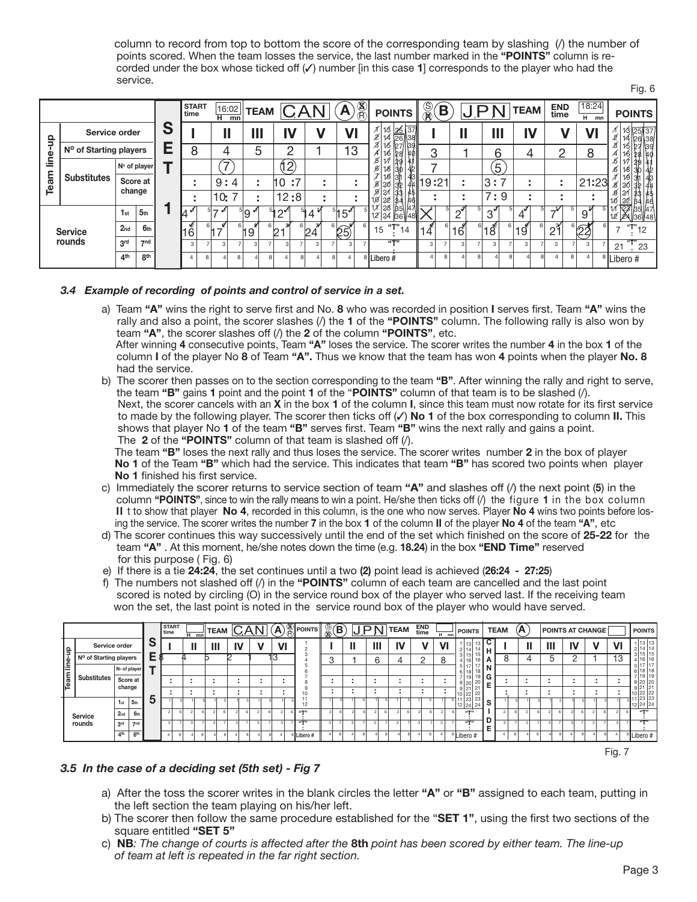column to record from top to bottom the score of the corresponding team by slashing (/) the number of points scored. When the team losses the service, the last number marked in the **"POINTS"** column is recorded under the box whose ticked off (✓) number [in this case **1**] corresponds to the player who had the service.

Fig. 6

| | | | | START time | 16:02 | TEAM | CAN | | A | POINTS | B | JPN | | TEAM | END time | 18:24 | | POINTS |
|---|---|---|---|---|---|---|---|---|---|---|---|---|---|---|---|---|---|---|
| Team line-up | Service order | | S | I | II | III | IV | V | VI | 1 13 25 37 | I | II | III | IV | V | VI | | 1 13 25 37 |
| | Nº of Starting players | | E | 8 | 4 | 5 | 2 | 1 | 13 | 2 14 26 38 | 3 | 1 | 6 | 4 | 2 | 8 | | 2 14 26 38 |
| | Substitutes | Nº of player | T | | (7) | | (12) | | | 3 15 27 39 | 7 | | (5) | | | | | 3 15 27 39 |
| | | Score at change | | : | 9 : 4 | : | 10 : 7 | : | : | 4 16 28 40 | 19 : 21 | : | 3 : 7 | : | : | 21 : 23 | | 4 16 28 40 |
| | | | | : | 10 : 7 | : | 12 : 8 | : | : | 5 17 29 41 | : | : | 7 : 9 | : | : | : | | 5 17 29 41 |
| Service rounds | 1st | 5th | 1 | 4 | 7 | 9 | 12 | 14 | 15 | 6 18 30 42 | X | 2 | 3 | 4 | 7 | 9 | | 6 18 30 42 |
| | 2nd | 6th | | 16 | 17 | 19 | 21 | 24 | (25) | 15 "T" 14 | 14 | 16 | 18 | 19 | 21 | (22) | | 7 "T" 12 |
| | 3rd | 7th | | | | | | | | "T" | | | | | | | | 21 "T" 23 |
| | 4th | 8th | | | | | | | | Libero # | | | | | | | | Libero # |

### *3.4 Example of recording of points and control of service in a set.*

a) Team **"A"** wins the right to serve first and No. **8** who was recorded in position **I** serves first. Team **"A"** wins the rally and also a point, the scorer slashes (/) the **1** of the **"POINTS"** column. The following rally is also won by team **"A"**, the scorer slashes off (/) the **2** of the column **"POINTS"**, etc.
After winning **4** consecutive points, Team **"A"** loses the service. The scorer writes the number **4** in the box **1** of the column **I** of the player No **8** of Team **"A".** Thus we know that the team has won **4** points when the player **No. 8** had the service.

b) The scorer then passes on to the section corresponding to the team **"B"**. After winning the rally and right to serve, the team **"B"** gains **1** point and the point **1** of the "**POINTS"** column of that team is to be slashed (/).
Next, the scorer cancels with an **X** in the box **1** of the column **I**, since this team must now rotate for its first service to made by the following player. The scorer then ticks off (✓) **No 1** of the box corresponding to column **II.** This shows that player No **1** of the team **"B"** serves first. Team **"B"** wins the next rally and gains a point. The **2** of the **"POINTS"** column of that team is slashed off (/).
The team **"B"** loses the next rally and thus loses the service. The scorer writes number **2** in the box of player **No 1** of the Team **"B"** which had the service. This indicates that team **"B"** has scored two points when player **No 1** finished his first service.

c) Immediately the scorer returns to service section of team **"A"** and slashes off (/) the next point (**5**) in the column **"POINTS"**, since to win the rally means to win a point. He/she then ticks off (/) the figure **1** in the box column **II** t to show that player **No 4**, recorded in this column, is the one who now serves. Player **No 4** wins two points before losing the service. The scorer writes the number **7** in the box **1** of the column **II** of the player **No 4** of the team **"A"**, etc

d) The scorer continues this way successively until the end of the set which finished on the score of **25-22** for the team **"A"** . At this moment, he/she notes down the time (e.g. **18.24**) in the box **"END Time"** reserved for this purpose ( Fig. 6)

e) If there is a tie **24:24**, the set continues until a two **(2)** point lead is achieved (**26:24 - 27:25**)

f) The numbers not slashed off (/) in the **"POINTS"** column of each team are cancelled and the last point scored is noted by circling (O) in the service round box of the player who served last. If the receiving team won the set, the last point is noted in the service round box of the player who would have served.

| | | | | START time | TEAM | CAN | | A | | POINTS | B | JPN | | TEAM | END time | | POINTS | C H A N G E | TEAM | A | POINTS AT CHANGE | | | | | POINTS |
|---|---|---|---|---|---|---|---|---|---|---|---|---|---|---|---|---|---|---|---|---|---|---|---|---|---|---|
| Team line-up | Service order | | S | I | II | III | IV | V | VI | 1–12 | I | II | III | IV | V | VI | 1 13 13 … 12 24 24 | | I | II | III | IV | V | VI | | 1 13 13 … 12 24 24 |
| | Nº of Starting players | | E | 8 | 4 | 5 | 2 | 1 | 13 | | 3 | 1 | 6 | 4 | 2 | 8 | | | 8 | 4 | 5 | 2 | 1 | 13 | | |
| | Substitutes | Nº of player | T | | | | | | | | | | | | | | | | | | | | | | | |
| | | Score at change | | : | : | : | : | : | : | | : | : | : | : | : | : | | | : | : | : | : | : | : | | |
| Service rounds | 1st | 5th | 5 | | | | | | | "T" | | | | | | | "T" | S I D E | | | | | | | | "T" |
| | 2nd | 6th | | | | | | | | "T" | | | | | | | "T" | | | | | | | | | "T" |
| | 3rd | 7th | | | | | | | | | | | | | | | | | | | | | | | | |
| | 4th | 8th | | | | | | | | Libero # | | | | | | | Libero # | | | | | | | | | Libero # |

Fig. 7

### *3.5 In the case of a deciding set (5th set) - Fig 7*

a) After the toss the scorer writes in the blank circles the letter **"A"** or **"B"** assigned to each team, putting in the left section the team playing on his/her left.

b) The scorer then follow the same procedure established for the "**SET 1"**, using the first two sections of the square entitled **"SET 5"**

c) **NB***: The change of courts is affected after the* **8th** *point has been scored by either team. The line-up of team at left is repeated in the far right section.*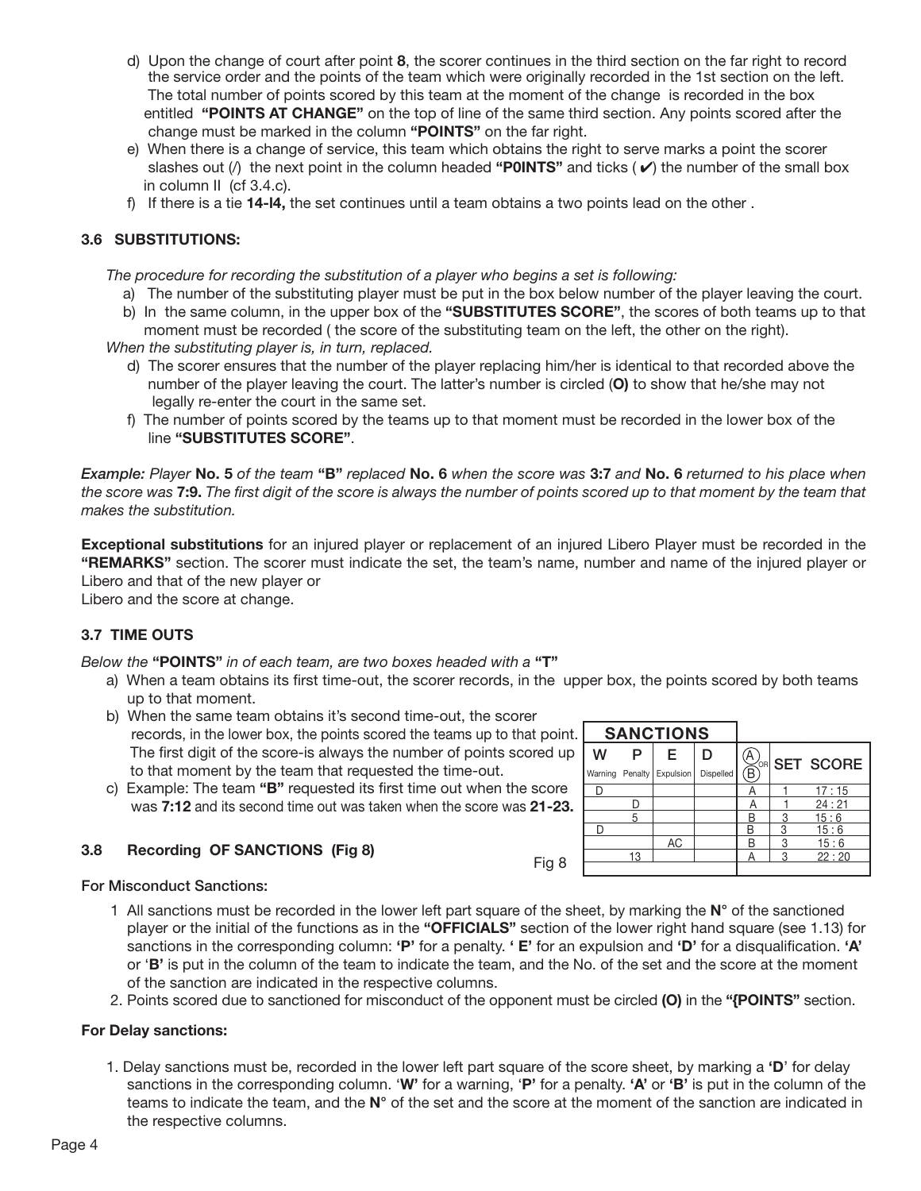d) Upon the change of court after point **8**, the scorer continues in the third section on the far right to record the service order and the points of the team which were originally recorded in the 1st section on the left. The total number of points scored by this team at the moment of the change is recorded in the box entitled **"POINTS AT CHANGE"** on the top of line of the same third section. Any points scored after the change must be marked in the column **"POINTS"** on the far right.

e) When there is a change of service, this team which obtains the right to serve marks a point the scorer slashes out (/) the next point in the column headed **"P0INTS"** and ticks (✔) the number of the small box in column II (cf 3.4.c).

f) If there is a tie **14-I4,** the set continues until a team obtains a two points lead on the other .

### 3.6 SUBSTITUTIONS:

*The procedure for recording the substitution of a player who begins a set is following:*

a) The number of the substituting player must be put in the box below number of the player leaving the court.

b) In the same column, in the upper box of the **"SUBSTITUTES SCORE"**, the scores of both teams up to that moment must be recorded ( the score of the substituting team on the left, the other on the right).

*When the substituting player is, in turn, replaced.*

d) The scorer ensures that the number of the player replacing him/her is identical to that recorded above the number of the player leaving the court. The latter's number is circled (**O)** to show that he/she may not legally re-enter the court in the same set.

f) The number of points scored by the teams up to that moment must be recorded in the lower box of the line **"SUBSTITUTES SCORE"**.

*Example: Player* **No. 5** *of the team* **"B"** *replaced* **No. 6** *when the score was* **3:7** *and* **No. 6** *returned to his place when the score was* **7:9.** *The first digit of the score is always the number of points scored up to that moment by the team that makes the substitution.*

**Exceptional substitutions** for an injured player or replacement of an injured Libero Player must be recorded in the **"REMARKS"** section. The scorer must indicate the set, the team's name, number and name of the injured player or Libero and that of the new player or
Libero and the score at change.

### 3.7 TIME OUTS

*Below the* **"POINTS"** *in of each team, are two boxes headed with a* **"T"**

a) When a team obtains its first time-out, the scorer records, in the upper box, the points scored by both teams up to that moment.

b) When the same team obtains it's second time-out, the scorer records, in the lower box, the points scored the teams up to that point. The first digit of the score-is always the number of points scored up to that moment by the team that requested the time-out.

c) Example: The team **"B"** requested its first time out when the score was **7:12** and its second time out was taken when the score was **21-23.**

### 3.8 Recording OF SANCTIONS (Fig 8)

| SANCTIONS | | | | | | |
|---|---|---|---|---|---|---|
| **W** Warning | **P** Penalty | **E** Expulsion | **D** Dispelled | A OR B | | **SET SCORE** |
| D | | | | A | 1 | 17 : 15 |
| | D | | | A | 1 | 24 : 21 |
| | 5 | | | B | 3 | 15 : 6 |
| D | | | | B | 3 | 15 : 6 |
| | | AC | | B | 3 | 15 : 6 |
| | 13 | | | A | 3 | 22 : 20 |
| | | | | | | |

Fig 8

**For Misconduct Sanctions:**

1 All sanctions must be recorded in the lower left part square of the sheet, by marking the **N°** of the sanctioned player or the initial of the functions as in the **"OFFICIALS"** section of the lower right hand square (see 1.13) for sanctions in the corresponding column: **'P'** for a penalty. **' E'** for an expulsion and **'D'** for a disqualification. **'A'** or '**B'** is put in the column of the team to indicate the team, and the No. of the set and the score at the moment of the sanction are indicated in the respective columns.

2. Points scored due to sanctioned for misconduct of the opponent must be circled **(O)** in the **"{POINTS"** section.

**For Delay sanctions:**

1. Delay sanctions must be, recorded in the lower left part square of the score sheet, by marking a **'D**' for delay sanctions in the corresponding column. '**W'** for a warning, '**P'** for a penalty. **'A'** or **'B'** is put in the column of the teams to indicate the team, and the **N°** of the set and the score at the moment of the sanction are indicated in the respective columns.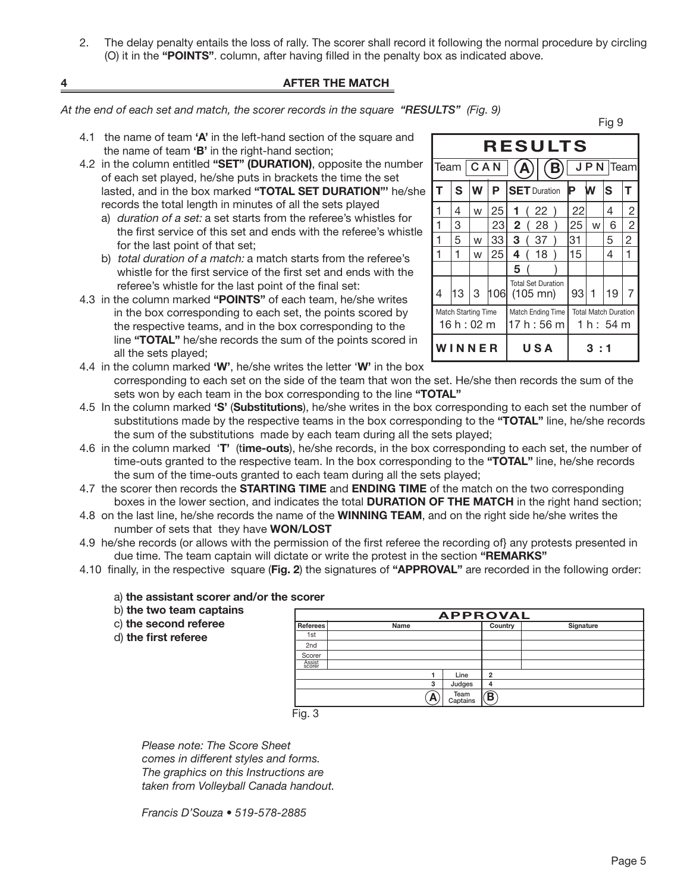2. The delay penalty entails the loss of rally. The scorer shall record it following the normal procedure by circling (O) it in the **"POINTS"**. column, after having filled in the penalty box as indicated above.

## 4 AFTER THE MATCH

*At the end of each set and match, the scorer records in the square **"RESULTS"** (Fig. 9)*

Fig 9

| RESULTS | | | | | | | | |
|---|---|---|---|---|---|---|---|---|
| Team CAN | | | | (A) (B) | JPN Team | | | |
| T | S | W | P | SET Duration | P | W | S | T |
| 1 | 4 | w | 25 | 1 ( 22 ) | 22 | | 4 | 2 |
| 1 | 3 | | 23 | 2 ( 28 ) | 25 | w | 6 | 2 |
| 1 | 5 | w | 33 | 3 ( 37 ) | 31 | | 5 | 2 |
| 1 | 1 | w | 25 | 4 ( 18 ) | 15 | | 4 | 1 |
| | | | | 5 (  ) | | | | |
| 4 | 13 | 3 | 106 | Total Set Duration (105 mn) | 93 | 1 | 19 | 7 |
| Match Starting Time 16 h : 02 m | | | | Match Ending Time 17 h : 56 m | Total Match Duration 1 h : 54 m | | | |
| WINNER | | | | USA | 3 : 1 | | | |

4.1 the name of team **'A'** in the left-hand section of the square and the name of team **'B'** in the right-hand section;

4.2 in the column entitled **"SET" (DURATION)**, opposite the number of each set played, he/she puts in brackets the time the set lasted, and in the box marked **"TOTAL SET DURATION"'** he/she records the total length in minutes of all the sets played

a) *duration of a set:* a set starts from the referee's whistles for the first service of this set and ends with the referee's whistle for the last point of that set;

b) *total duration of a match:* a match starts from the referee's whistle for the first service of the first set and ends with the referee's whistle for the last point of the final set:

4.3 in the column marked **"POINTS"** of each team, he/she writes in the box corresponding to each set, the points scored by the respective teams, and in the box corresponding to the line **"TOTAL"** he/she records the sum of the points scored in all the sets played;

4.4 in the column marked **'W'**, he/she writes the letter '**W**' in the box corresponding to each set on the side of the team that won the set. He/she then records the sum of the sets won by each team in the box corresponding to the line **"TOTAL"**

4.5 In the column marked **'S'** (**Substitutions**), he/she writes in the box corresponding to each set the number of substitutions made by the respective teams in the box corresponding to the **"TOTAL"** line, he/she records the sum of the substitutions made by each team during all the sets played;

4.6 in the column marked '**T**' (**time-outs**), he/she records, in the box corresponding to each set, the number of time-outs granted to the respective team. In the box corresponding to the **"TOTAL"** line, he/she records the sum of the time-outs granted to each team during all the sets played;

4.7 the scorer then records the **STARTING TIME** and **ENDING TIME** of the match on the two corresponding boxes in the lower section, and indicates the total **DURATION OF THE MATCH** in the right hand section;

4.8 on the last line, he/she records the name of the **WINNING TEAM**, and on the right side he/she writes the number of sets that they have **WON/LOST**

4.9 he/she records (or allows with the permission of the first referee the recording of} any protests presented in due time. The team captain will dictate or write the protest in the section **"REMARKS"**

4.10 finally, in the respective square (**Fig. 2**) the signatures of **"APPROVAL"** are recorded in the following order:

a) **the assistant scorer and/or the scorer**
b) **the two team captains**
c) **the second referee**
d) **the first referee**

| APPROVAL | | | | |
|---|---|---|---|---|
| Referees | Name | | Country | Signature |
| 1st | | | | |
| 2nd | | | | |
| Scorer | | | | |
| Assist scorer | | | | |
| | 1 | Line | 2 | |
| | 3 | Judges | 4 | |
| | (A) | Team Captains | (B) | |

Fig. 3

*Please note: The Score Sheet comes in different styles and forms. The graphics on this Instructions are taken from Volleyball Canada handout.*

*Francis D'Souza • 519-578-2885*